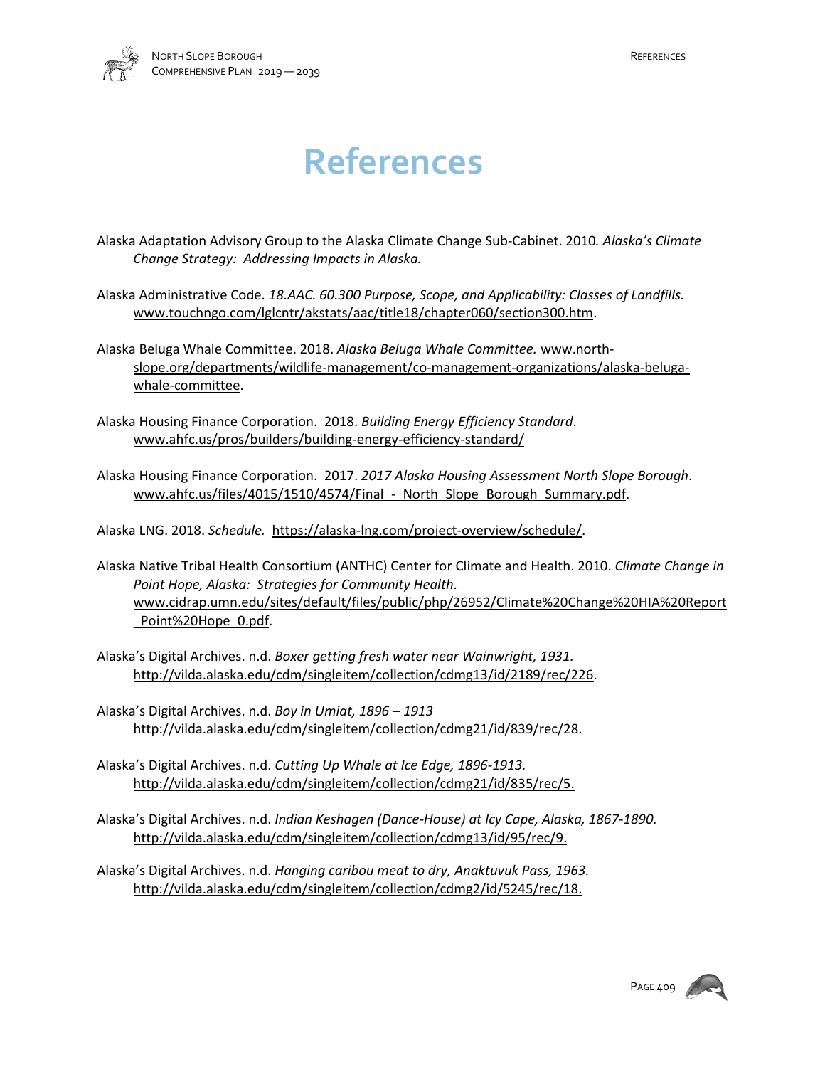# References

Alaska Adaptation Advisory Group to the Alaska Climate Change Sub-Cabinet. 2010*. Alaska's Climate Change Strategy: Addressing Impacts in Alaska.*

Alaska Administrative Code. *18.AAC. 60.300 Purpose, Scope, and Applicability: Classes of Landfills.* www.touchngo.com/lglcntr/akstats/aac/title18/chapter060/section300.htm.

Alaska Beluga Whale Committee. 2018. *Alaska Beluga Whale Committee.* www.north-slope.org/departments/wildlife-management/co-management-organizations/alaska-beluga-whale-committee.

Alaska Housing Finance Corporation. 2018. *Building Energy Efficiency Standard*. www.ahfc.us/pros/builders/building-energy-efficiency-standard/

Alaska Housing Finance Corporation. 2017. *2017 Alaska Housing Assessment North Slope Borough*. www.ahfc.us/files/4015/1510/4574/Final_-_North_Slope_Borough_Summary.pdf.

Alaska LNG. 2018. *Schedule.* https://alaska-lng.com/project-overview/schedule/.

Alaska Native Tribal Health Consortium (ANTHC) Center for Climate and Health. 2010. *Climate Change in Point Hope, Alaska: Strategies for Community Health*. www.cidrap.umn.edu/sites/default/files/public/php/26952/Climate%20Change%20HIA%20Report_Point%20Hope_0.pdf.

Alaska's Digital Archives. n.d. *Boxer getting fresh water near Wainwright, 1931.* http://vilda.alaska.edu/cdm/singleitem/collection/cdmg13/id/2189/rec/226.

Alaska's Digital Archives. n.d. *Boy in Umiat, 1896 – 1913* http://vilda.alaska.edu/cdm/singleitem/collection/cdmg21/id/839/rec/28.

Alaska's Digital Archives. n.d. *Cutting Up Whale at Ice Edge, 1896-1913.* http://vilda.alaska.edu/cdm/singleitem/collection/cdmg21/id/835/rec/5.

Alaska's Digital Archives. n.d. *Indian Keshagen (Dance-House) at Icy Cape, Alaska, 1867-1890.* http://vilda.alaska.edu/cdm/singleitem/collection/cdmg13/id/95/rec/9.

Alaska's Digital Archives. n.d. *Hanging caribou meat to dry, Anaktuvuk Pass, 1963.* http://vilda.alaska.edu/cdm/singleitem/collection/cdmg2/id/5245/rec/18.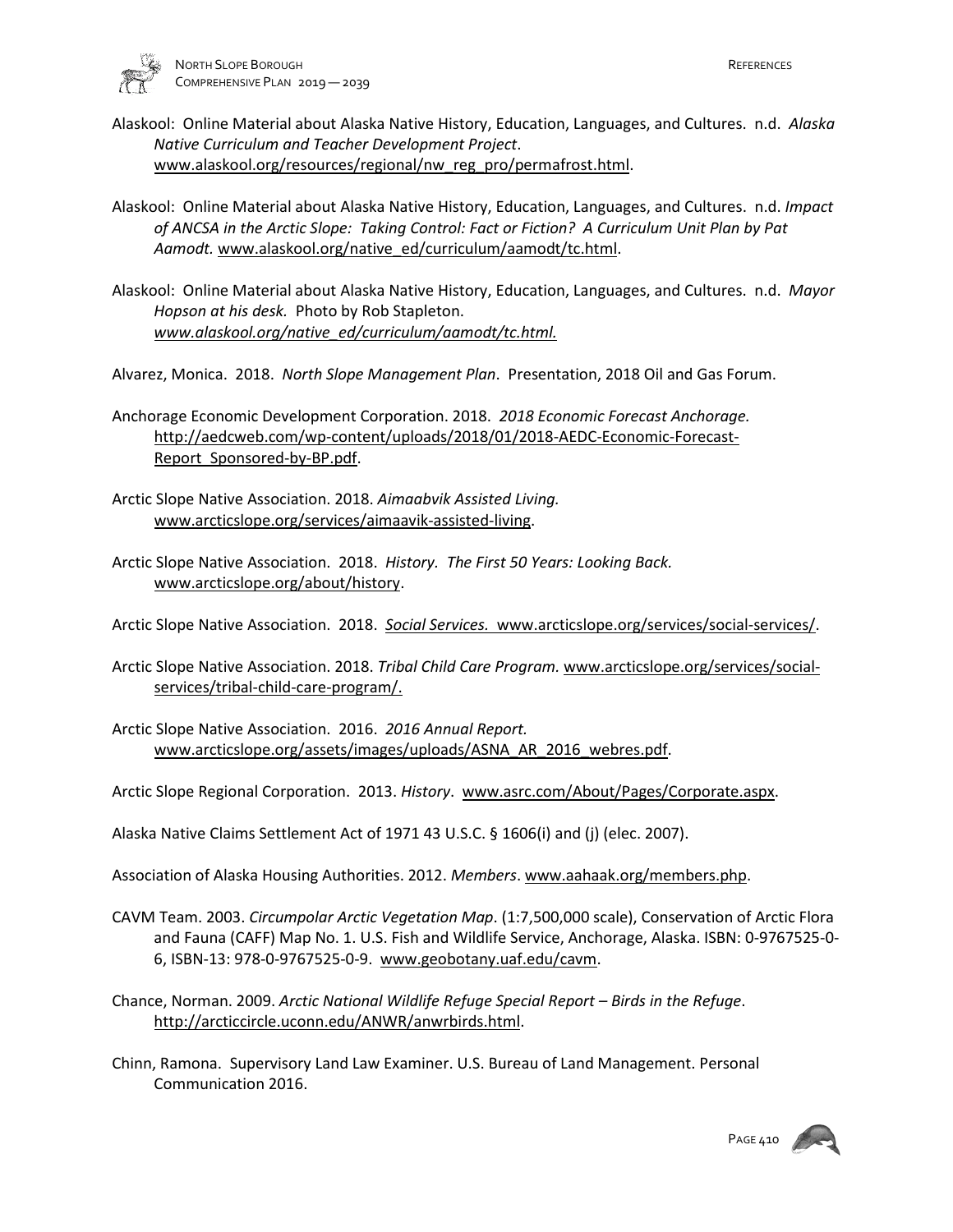Alaskool: Online Material about Alaska Native History, Education, Languages, and Cultures. n.d. *Alaska Native Curriculum and Teacher Development Project*. www.alaskool.org/resources/regional/nw_reg_pro/permafrost.html.

Alaskool: Online Material about Alaska Native History, Education, Languages, and Cultures. n.d. *Impact of ANCSA in the Arctic Slope: Taking Control: Fact or Fiction? A Curriculum Unit Plan by Pat Aamodt.* www.alaskool.org/native_ed/curriculum/aamodt/tc.html.

Alaskool: Online Material about Alaska Native History, Education, Languages, and Cultures. n.d. *Mayor Hopson at his desk.* Photo by Rob Stapleton. *www.alaskool.org/native_ed/curriculum/aamodt/tc.html.*

Alvarez, Monica. 2018. *North Slope Management Plan*. Presentation, 2018 Oil and Gas Forum.

Anchorage Economic Development Corporation. 2018. *2018 Economic Forecast Anchorage.* http://aedcweb.com/wp-content/uploads/2018/01/2018-AEDC-Economic-Forecast-Report_Sponsored-by-BP.pdf.

Arctic Slope Native Association. 2018. *Aimaabvik Assisted Living.* www.arcticslope.org/services/aimaavik-assisted-living.

Arctic Slope Native Association. 2018. *History. The First 50 Years: Looking Back.* www.arcticslope.org/about/history.

Arctic Slope Native Association. 2018. *Social Services.* www.arcticslope.org/services/social-services/.

Arctic Slope Native Association. 2018. *Tribal Child Care Program.* www.arcticslope.org/services/social-services/tribal-child-care-program/.

Arctic Slope Native Association. 2016. *2016 Annual Report.* www.arcticslope.org/assets/images/uploads/ASNA_AR_2016_webres.pdf.

Arctic Slope Regional Corporation. 2013. *History*. www.asrc.com/About/Pages/Corporate.aspx.

Alaska Native Claims Settlement Act of 1971 43 U.S.C. § 1606(i) and (j) (elec. 2007).

Association of Alaska Housing Authorities. 2012. *Members*. www.aahaak.org/members.php.

CAVM Team. 2003. *Circumpolar Arctic Vegetation Map*. (1:7,500,000 scale), Conservation of Arctic Flora and Fauna (CAFF) Map No. 1. U.S. Fish and Wildlife Service, Anchorage, Alaska. ISBN: 0-9767525-0-6, ISBN-13: 978-0-9767525-0-9. www.geobotany.uaf.edu/cavm.

Chance, Norman. 2009. *Arctic National Wildlife Refuge Special Report – Birds in the Refuge*. http://arcticcircle.uconn.edu/ANWR/anwrbirds.html.

Chinn, Ramona. Supervisory Land Law Examiner. U.S. Bureau of Land Management. Personal Communication 2016.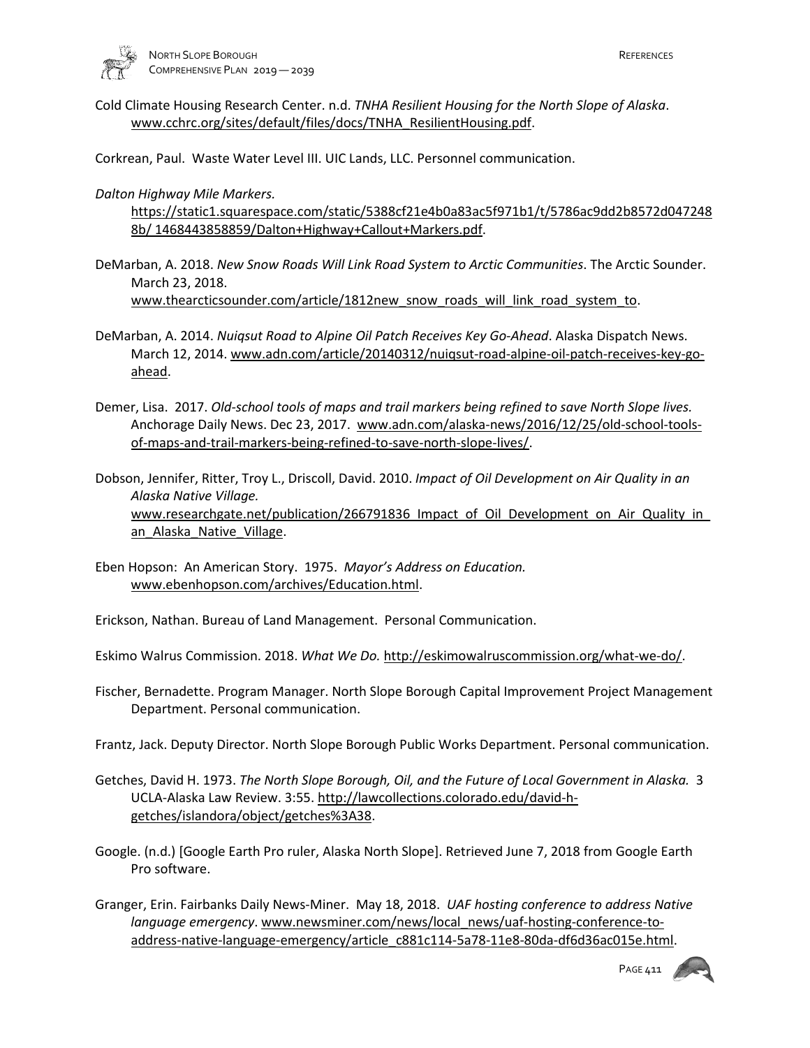Cold Climate Housing Research Center. n.d. *TNHA Resilient Housing for the North Slope of Alaska*. www.cchrc.org/sites/default/files/docs/TNHA_ResilientHousing.pdf.

Corkrean, Paul. Waste Water Level III. UIC Lands, LLC. Personnel communication.

*Dalton Highway Mile Markers.* https://static1.squarespace.com/static/5388cf21e4b0a83ac5f971b1/t/5786ac9dd2b8572d0472488b/ 1468443858859/Dalton+Highway+Callout+Markers.pdf.

DeMarban, A. 2018. *New Snow Roads Will Link Road System to Arctic Communities*. The Arctic Sounder. March 23, 2018. www.thearcticsounder.com/article/1812new_snow_roads_will_link_road_system_to.

DeMarban, A. 2014. *Nuiqsut Road to Alpine Oil Patch Receives Key Go-Ahead*. Alaska Dispatch News. March 12, 2014. www.adn.com/article/20140312/nuiqsut-road-alpine-oil-patch-receives-key-go-ahead.

Demer, Lisa. 2017. *Old-school tools of maps and trail markers being refined to save North Slope lives.* Anchorage Daily News. Dec 23, 2017. www.adn.com/alaska-news/2016/12/25/old-school-tools-of-maps-and-trail-markers-being-refined-to-save-north-slope-lives/.

Dobson, Jennifer, Ritter, Troy L., Driscoll, David. 2010. *Impact of Oil Development on Air Quality in an Alaska Native Village.* www.researchgate.net/publication/266791836_Impact_of_Oil_Development_on_Air_Quality_in_an_Alaska_Native_Village.

Eben Hopson: An American Story. 1975. *Mayor's Address on Education.* www.ebenhopson.com/archives/Education.html.

Erickson, Nathan. Bureau of Land Management. Personal Communication.

Eskimo Walrus Commission. 2018. *What We Do.* http://eskimowalruscommission.org/what-we-do/.

Fischer, Bernadette. Program Manager. North Slope Borough Capital Improvement Project Management Department. Personal communication.

Frantz, Jack. Deputy Director. North Slope Borough Public Works Department. Personal communication.

Getches, David H. 1973. *The North Slope Borough, Oil, and the Future of Local Government in Alaska.* 3 UCLA-Alaska Law Review. 3:55. http://lawcollections.colorado.edu/david-h-getches/islandora/object/getches%3A38.

Google. (n.d.) [Google Earth Pro ruler, Alaska North Slope]. Retrieved June 7, 2018 from Google Earth Pro software.

Granger, Erin. Fairbanks Daily News-Miner. May 18, 2018. *UAF hosting conference to address Native language emergency*. www.newsminer.com/news/local_news/uaf-hosting-conference-to-address-native-language-emergency/article_c881c114-5a78-11e8-80da-df6d36ac015e.html.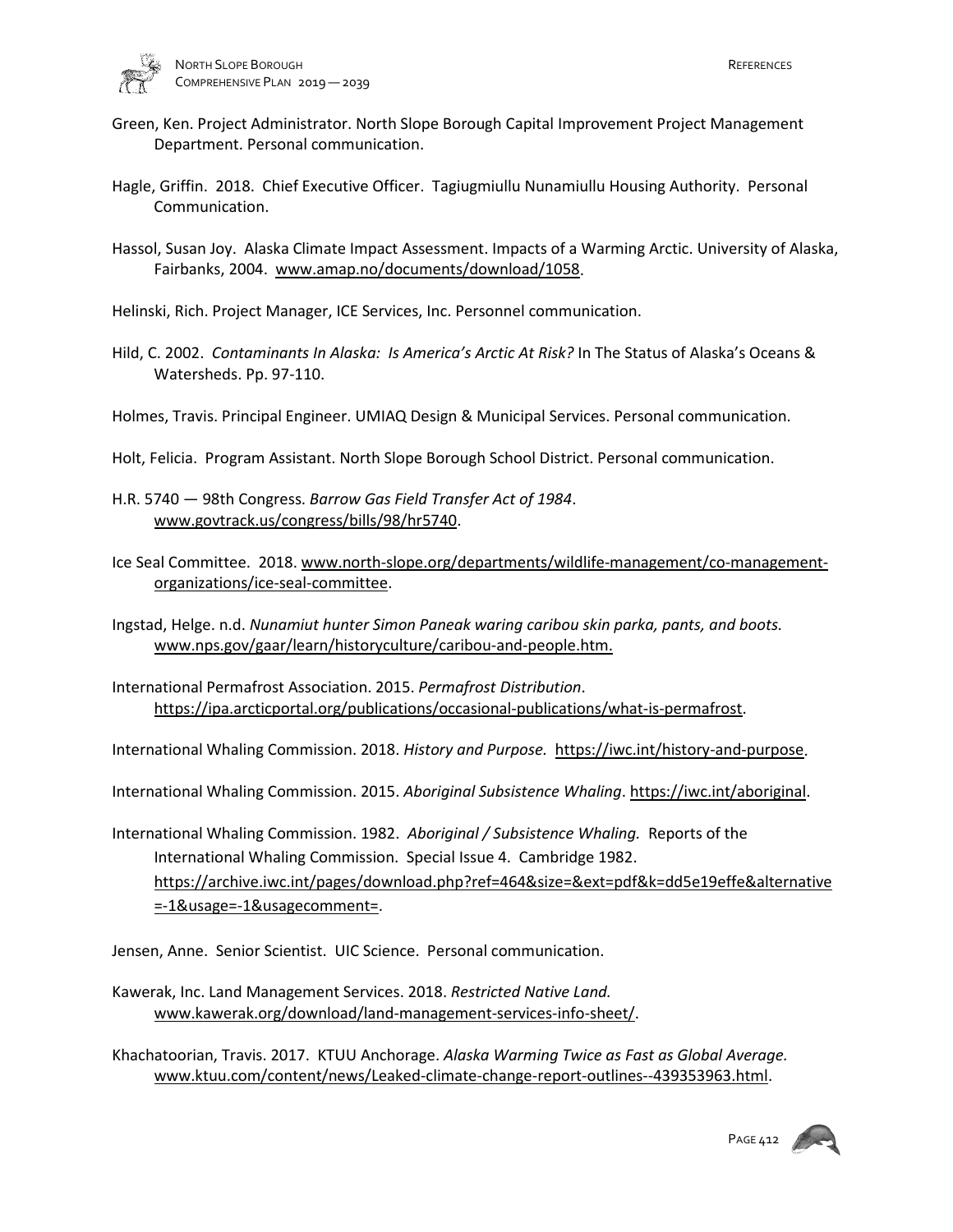Green, Ken. Project Administrator. North Slope Borough Capital Improvement Project Management Department. Personal communication.

Hagle, Griffin. 2018. Chief Executive Officer. Tagiugmiullu Nunamiullu Housing Authority. Personal Communication.

Hassol, Susan Joy. Alaska Climate Impact Assessment. Impacts of a Warming Arctic. University of Alaska, Fairbanks, 2004. www.amap.no/documents/download/1058.

Helinski, Rich. Project Manager, ICE Services, Inc. Personnel communication.

Hild, C. 2002. *Contaminants In Alaska: Is America's Arctic At Risk?* In The Status of Alaska's Oceans & Watersheds. Pp. 97-110.

Holmes, Travis. Principal Engineer. UMIAQ Design & Municipal Services. Personal communication.

Holt, Felicia. Program Assistant. North Slope Borough School District. Personal communication.

H.R. 5740 — 98th Congress. *Barrow Gas Field Transfer Act of 1984*. www.govtrack.us/congress/bills/98/hr5740.

Ice Seal Committee. 2018. www.north-slope.org/departments/wildlife-management/co-management-organizations/ice-seal-committee.

Ingstad, Helge. n.d. *Nunamiut hunter Simon Paneak waring caribou skin parka, pants, and boots.* www.nps.gov/gaar/learn/historyculture/caribou-and-people.htm.

International Permafrost Association. 2015. *Permafrost Distribution*. https://ipa.arcticportal.org/publications/occasional-publications/what-is-permafrost.

International Whaling Commission. 2018. *History and Purpose.* https://iwc.int/history-and-purpose.

International Whaling Commission. 2015. *Aboriginal Subsistence Whaling*. https://iwc.int/aboriginal.

International Whaling Commission. 1982. *Aboriginal / Subsistence Whaling.* Reports of the International Whaling Commission. Special Issue 4. Cambridge 1982. https://archive.iwc.int/pages/download.php?ref=464&size=&ext=pdf&k=dd5e19effe&alternative=-1&usage=-1&usagecomment=.

Jensen, Anne. Senior Scientist. UIC Science. Personal communication.

Kawerak, Inc. Land Management Services. 2018. *Restricted Native Land.* www.kawerak.org/download/land-management-services-info-sheet/.

Khachatoorian, Travis. 2017. KTUU Anchorage. *Alaska Warming Twice as Fast as Global Average.* www.ktuu.com/content/news/Leaked-climate-change-report-outlines--439353963.html.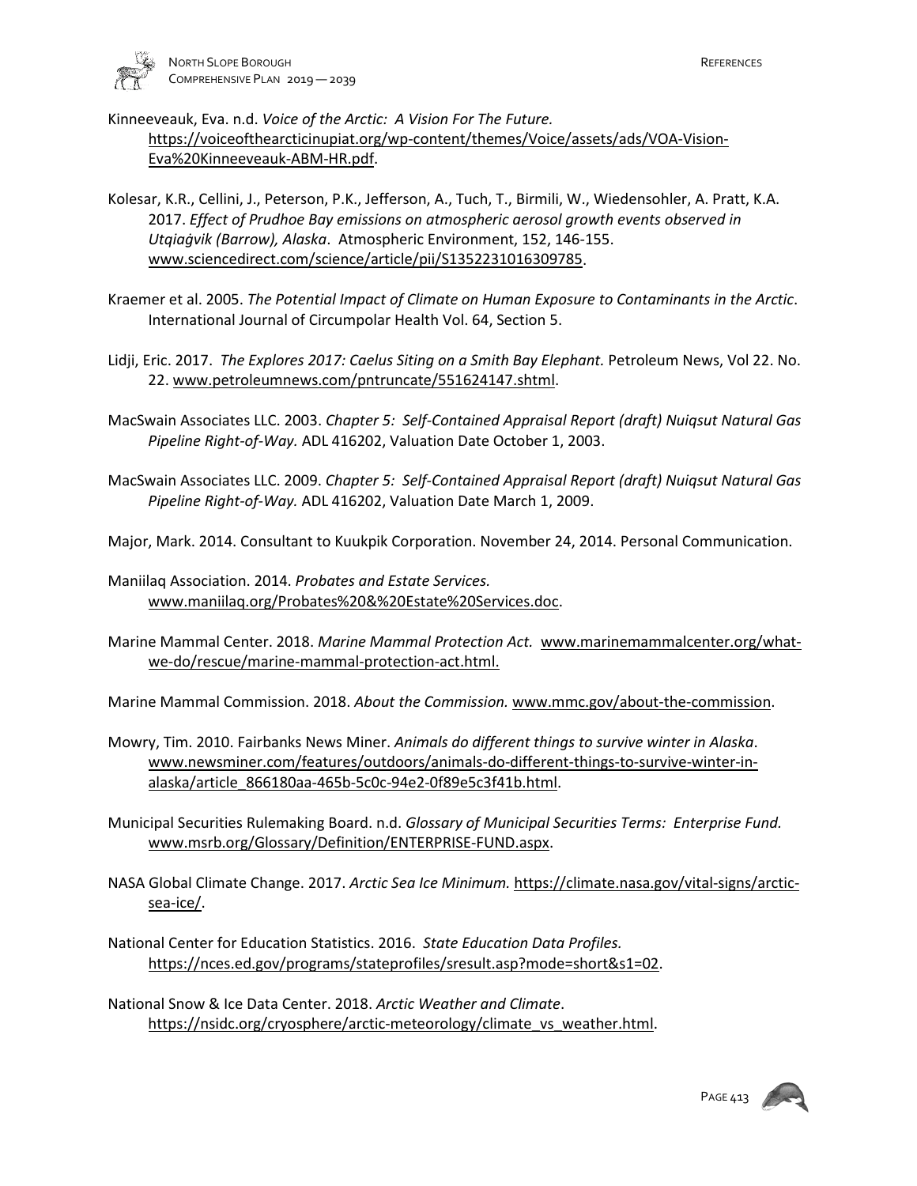Kinneeveauk, Eva. n.d. *Voice of the Arctic: A Vision For The Future.* https://voiceofthearcticinupiat.org/wp-content/themes/Voice/assets/ads/VOA-Vision-Eva%20Kinneeveauk-ABM-HR.pdf.

Kolesar, K.R., Cellini, J., Peterson, P.K., Jefferson, A., Tuch, T., Birmili, W., Wiedensohler, A. Pratt, K.A. 2017. *Effect of Prudhoe Bay emissions on atmospheric aerosol growth events observed in Utqiaġvik (Barrow), Alaska*. Atmospheric Environment, 152, 146-155. www.sciencedirect.com/science/article/pii/S1352231016309785.

Kraemer et al. 2005. *The Potential Impact of Climate on Human Exposure to Contaminants in the Arctic*. International Journal of Circumpolar Health Vol. 64, Section 5.

Lidji, Eric. 2017. *The Explores 2017: Caelus Siting on a Smith Bay Elephant.* Petroleum News, Vol 22. No. 22. www.petroleumnews.com/pntruncate/551624147.shtml.

MacSwain Associates LLC. 2003. *Chapter 5: Self-Contained Appraisal Report (draft) Nuiqsut Natural Gas Pipeline Right-of-Way.* ADL 416202, Valuation Date October 1, 2003.

MacSwain Associates LLC. 2009. *Chapter 5: Self-Contained Appraisal Report (draft) Nuiqsut Natural Gas Pipeline Right-of-Way.* ADL 416202, Valuation Date March 1, 2009.

Major, Mark. 2014. Consultant to Kuukpik Corporation. November 24, 2014. Personal Communication.

Maniilaq Association. 2014. *Probates and Estate Services.* www.maniilaq.org/Probates%20&%20Estate%20Services.doc.

Marine Mammal Center. 2018. *Marine Mammal Protection Act.* www.marinemammalcenter.org/what-we-do/rescue/marine-mammal-protection-act.html.

Marine Mammal Commission. 2018. *About the Commission.* www.mmc.gov/about-the-commission.

Mowry, Tim. 2010. Fairbanks News Miner. *Animals do different things to survive winter in Alaska*. www.newsminer.com/features/outdoors/animals-do-different-things-to-survive-winter-in-alaska/article_866180aa-465b-5c0c-94e2-0f89e5c3f41b.html.

Municipal Securities Rulemaking Board. n.d. *Glossary of Municipal Securities Terms: Enterprise Fund.* www.msrb.org/Glossary/Definition/ENTERPRISE-FUND.aspx.

NASA Global Climate Change. 2017. *Arctic Sea Ice Minimum.* https://climate.nasa.gov/vital-signs/arctic-sea-ice/.

National Center for Education Statistics. 2016. *State Education Data Profiles.* https://nces.ed.gov/programs/stateprofiles/sresult.asp?mode=short&s1=02.

National Snow & Ice Data Center. 2018. *Arctic Weather and Climate*. https://nsidc.org/cryosphere/arctic-meteorology/climate_vs_weather.html.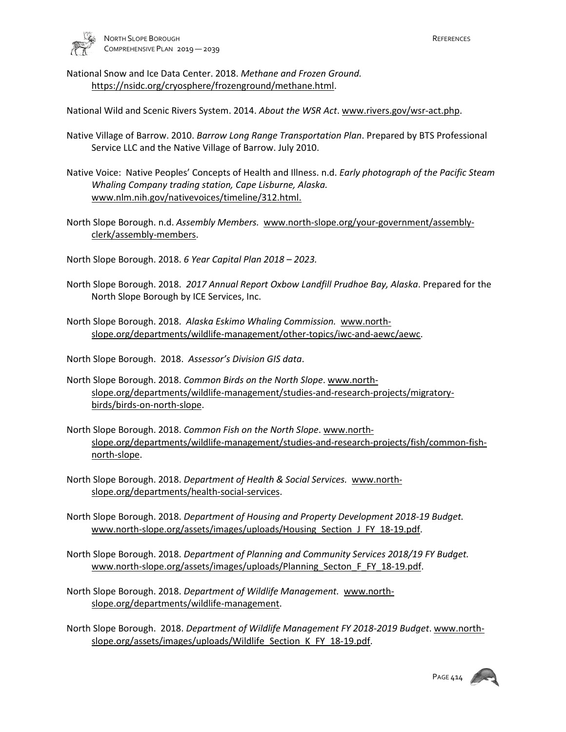National Snow and Ice Data Center. 2018. *Methane and Frozen Ground.* https://nsidc.org/cryosphere/frozenground/methane.html.

National Wild and Scenic Rivers System. 2014. *About the WSR Act*. www.rivers.gov/wsr-act.php.

Native Village of Barrow. 2010. *Barrow Long Range Transportation Plan*. Prepared by BTS Professional Service LLC and the Native Village of Barrow. July 2010.

Native Voice: Native Peoples' Concepts of Health and Illness. n.d. *Early photograph of the Pacific Steam Whaling Company trading station, Cape Lisburne, Alaska.* www.nlm.nih.gov/nativevoices/timeline/312.html.

North Slope Borough. n.d. *Assembly Members.* www.north-slope.org/your-government/assembly-clerk/assembly-members.

North Slope Borough. 2018. *6 Year Capital Plan 2018 – 2023.*

North Slope Borough. 2018. *2017 Annual Report Oxbow Landfill Prudhoe Bay, Alaska*. Prepared for the North Slope Borough by ICE Services, Inc.

North Slope Borough. 2018. *Alaska Eskimo Whaling Commission.* www.north-slope.org/departments/wildlife-management/other-topics/iwc-and-aewc/aewc.

North Slope Borough. 2018. *Assessor's Division GIS data*.

North Slope Borough. 2018. *Common Birds on the North Slope*. www.north-slope.org/departments/wildlife-management/studies-and-research-projects/migratory-birds/birds-on-north-slope.

North Slope Borough. 2018. *Common Fish on the North Slope*. www.north-slope.org/departments/wildlife-management/studies-and-research-projects/fish/common-fish-north-slope.

North Slope Borough. 2018. *Department of Health & Social Services.* www.north-slope.org/departments/health-social-services.

North Slope Borough. 2018. *Department of Housing and Property Development 2018-19 Budget.* www.north-slope.org/assets/images/uploads/Housing_Section_J_FY_18-19.pdf.

North Slope Borough. 2018. *Department of Planning and Community Services 2018/19 FY Budget.* www.north-slope.org/assets/images/uploads/Planning_Secton_F_FY_18-19.pdf.

North Slope Borough. 2018. *Department of Wildlife Management.* www.north-slope.org/departments/wildlife-management.

North Slope Borough. 2018. *Department of Wildlife Management FY 2018-2019 Budget*. www.north-slope.org/assets/images/uploads/Wildlife_Section_K_FY_18-19.pdf.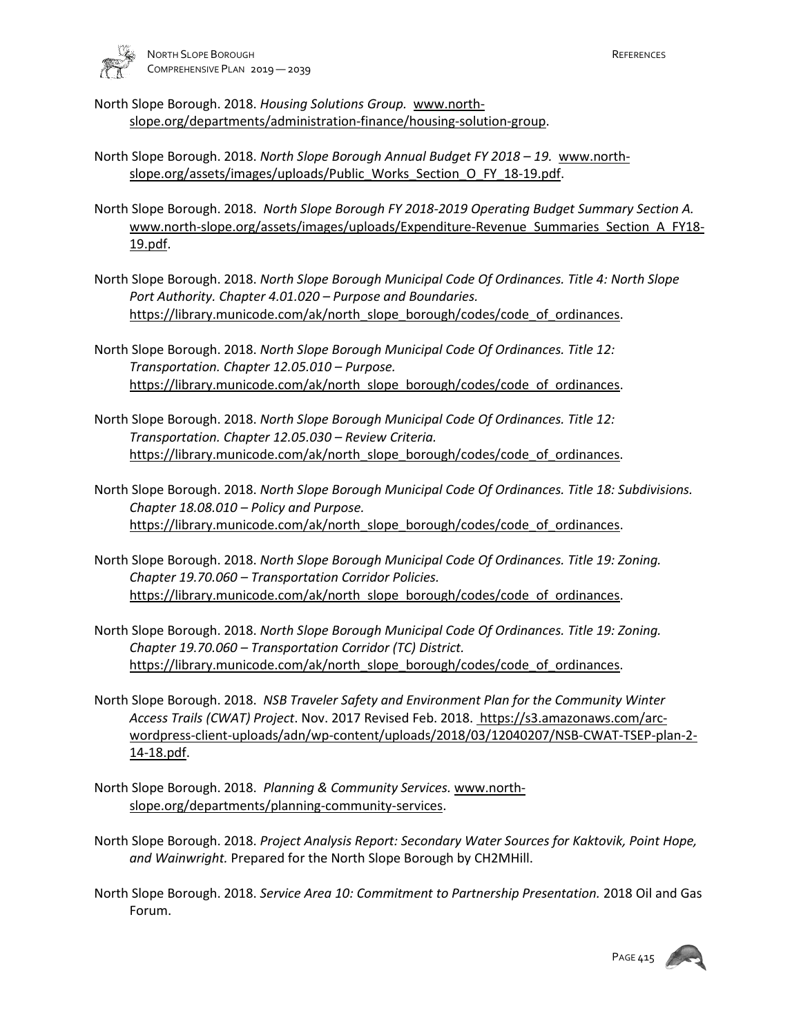North Slope Borough. 2018. *Housing Solutions Group.* www.north-slope.org/departments/administration-finance/housing-solution-group.

North Slope Borough. 2018. *North Slope Borough Annual Budget FY 2018 – 19.* www.north-slope.org/assets/images/uploads/Public_Works_Section_O_FY_18-19.pdf.

North Slope Borough. 2018. *North Slope Borough FY 2018-2019 Operating Budget Summary Section A.* www.north-slope.org/assets/images/uploads/Expenditure-Revenue_Summaries_Section_A_FY18-19.pdf.

North Slope Borough. 2018. *North Slope Borough Municipal Code Of Ordinances. Title 4: North Slope Port Authority. Chapter 4.01.020 – Purpose and Boundaries.* https://library.municode.com/ak/north_slope_borough/codes/code_of_ordinances.

North Slope Borough. 2018. *North Slope Borough Municipal Code Of Ordinances. Title 12: Transportation. Chapter 12.05.010 – Purpose.* https://library.municode.com/ak/north_slope_borough/codes/code_of_ordinances.

North Slope Borough. 2018. *North Slope Borough Municipal Code Of Ordinances. Title 12: Transportation. Chapter 12.05.030 – Review Criteria.* https://library.municode.com/ak/north_slope_borough/codes/code_of_ordinances.

North Slope Borough. 2018. *North Slope Borough Municipal Code Of Ordinances. Title 18: Subdivisions. Chapter 18.08.010 – Policy and Purpose.* https://library.municode.com/ak/north_slope_borough/codes/code_of_ordinances.

North Slope Borough. 2018. *North Slope Borough Municipal Code Of Ordinances. Title 19: Zoning. Chapter 19.70.060 – Transportation Corridor Policies.* https://library.municode.com/ak/north_slope_borough/codes/code_of_ordinances.

North Slope Borough. 2018. *North Slope Borough Municipal Code Of Ordinances. Title 19: Zoning. Chapter 19.70.060 – Transportation Corridor (TC) District.* https://library.municode.com/ak/north_slope_borough/codes/code_of_ordinances.

North Slope Borough. 2018. *NSB Traveler Safety and Environment Plan for the Community Winter Access Trails (CWAT) Project*. Nov. 2017 Revised Feb. 2018. https://s3.amazonaws.com/arc-wordpress-client-uploads/adn/wp-content/uploads/2018/03/12040207/NSB-CWAT-TSEP-plan-2-14-18.pdf.

North Slope Borough. 2018. *Planning & Community Services.* www.north-slope.org/departments/planning-community-services.

North Slope Borough. 2018. *Project Analysis Report: Secondary Water Sources for Kaktovik, Point Hope, and Wainwright.* Prepared for the North Slope Borough by CH2MHill.

North Slope Borough. 2018. *Service Area 10: Commitment to Partnership Presentation.* 2018 Oil and Gas Forum.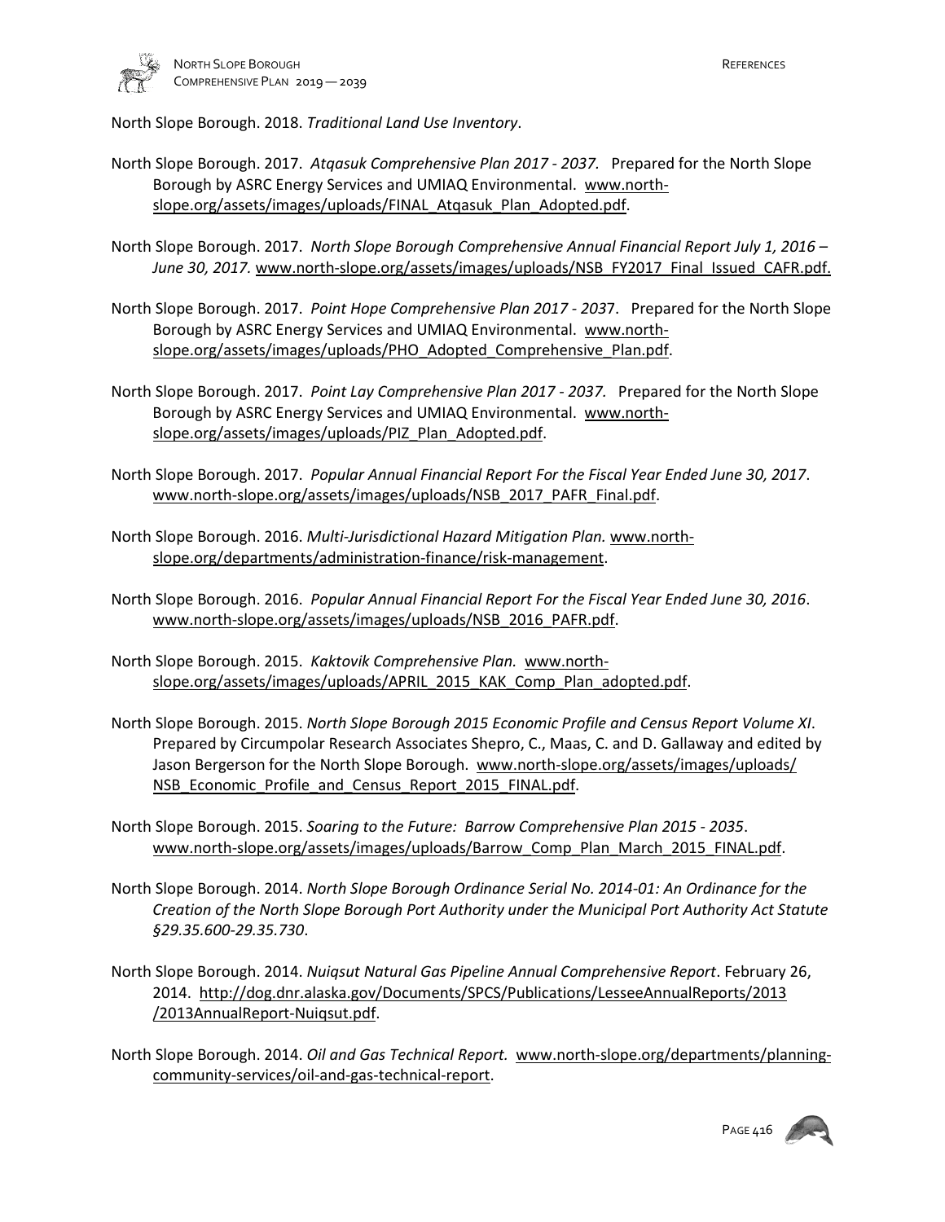North Slope Borough. 2018. *Traditional Land Use Inventory*.

North Slope Borough. 2017. *Atqasuk Comprehensive Plan 2017 - 2037.* Prepared for the North Slope Borough by ASRC Energy Services and UMIAQ Environmental. www.north-slope.org/assets/images/uploads/FINAL_Atqasuk_Plan_Adopted.pdf.

North Slope Borough. 2017. *North Slope Borough Comprehensive Annual Financial Report July 1, 2016 – June 30, 2017.* www.north-slope.org/assets/images/uploads/NSB_FY2017_Final_Issued_CAFR.pdf.

North Slope Borough. 2017. *Point Hope Comprehensive Plan 2017 - 2037*. Prepared for the North Slope Borough by ASRC Energy Services and UMIAQ Environmental. www.north-slope.org/assets/images/uploads/PHO_Adopted_Comprehensive_Plan.pdf.

North Slope Borough. 2017. *Point Lay Comprehensive Plan 2017 - 2037.* Prepared for the North Slope Borough by ASRC Energy Services and UMIAQ Environmental. www.north-slope.org/assets/images/uploads/PIZ_Plan_Adopted.pdf.

North Slope Borough. 2017. *Popular Annual Financial Report For the Fiscal Year Ended June 30, 2017*. www.north-slope.org/assets/images/uploads/NSB_2017_PAFR_Final.pdf.

North Slope Borough. 2016. *Multi-Jurisdictional Hazard Mitigation Plan.* www.north-slope.org/departments/administration-finance/risk-management.

North Slope Borough. 2016. *Popular Annual Financial Report For the Fiscal Year Ended June 30, 2016*. www.north-slope.org/assets/images/uploads/NSB_2016_PAFR.pdf.

North Slope Borough. 2015. *Kaktovik Comprehensive Plan.* www.north-slope.org/assets/images/uploads/APRIL_2015_KAK_Comp_Plan_adopted.pdf.

North Slope Borough. 2015. *North Slope Borough 2015 Economic Profile and Census Report Volume XI*. Prepared by Circumpolar Research Associates Shepro, C., Maas, C. and D. Gallaway and edited by Jason Bergerson for the North Slope Borough. www.north-slope.org/assets/images/uploads/NSB_Economic_Profile_and_Census_Report_2015_FINAL.pdf.

North Slope Borough. 2015. *Soaring to the Future: Barrow Comprehensive Plan 2015 - 2035*. www.north-slope.org/assets/images/uploads/Barrow_Comp_Plan_March_2015_FINAL.pdf.

North Slope Borough. 2014. *North Slope Borough Ordinance Serial No. 2014-01: An Ordinance for the Creation of the North Slope Borough Port Authority under the Municipal Port Authority Act Statute §29.35.600-29.35.730*.

North Slope Borough. 2014. *Nuiqsut Natural Gas Pipeline Annual Comprehensive Report*. February 26, 2014. http://dog.dnr.alaska.gov/Documents/SPCS/Publications/LesseeAnnualReports/2013/2013AnnualReport-Nuiqsut.pdf.

North Slope Borough. 2014. *Oil and Gas Technical Report.* www.north-slope.org/departments/planning-community-services/oil-and-gas-technical-report.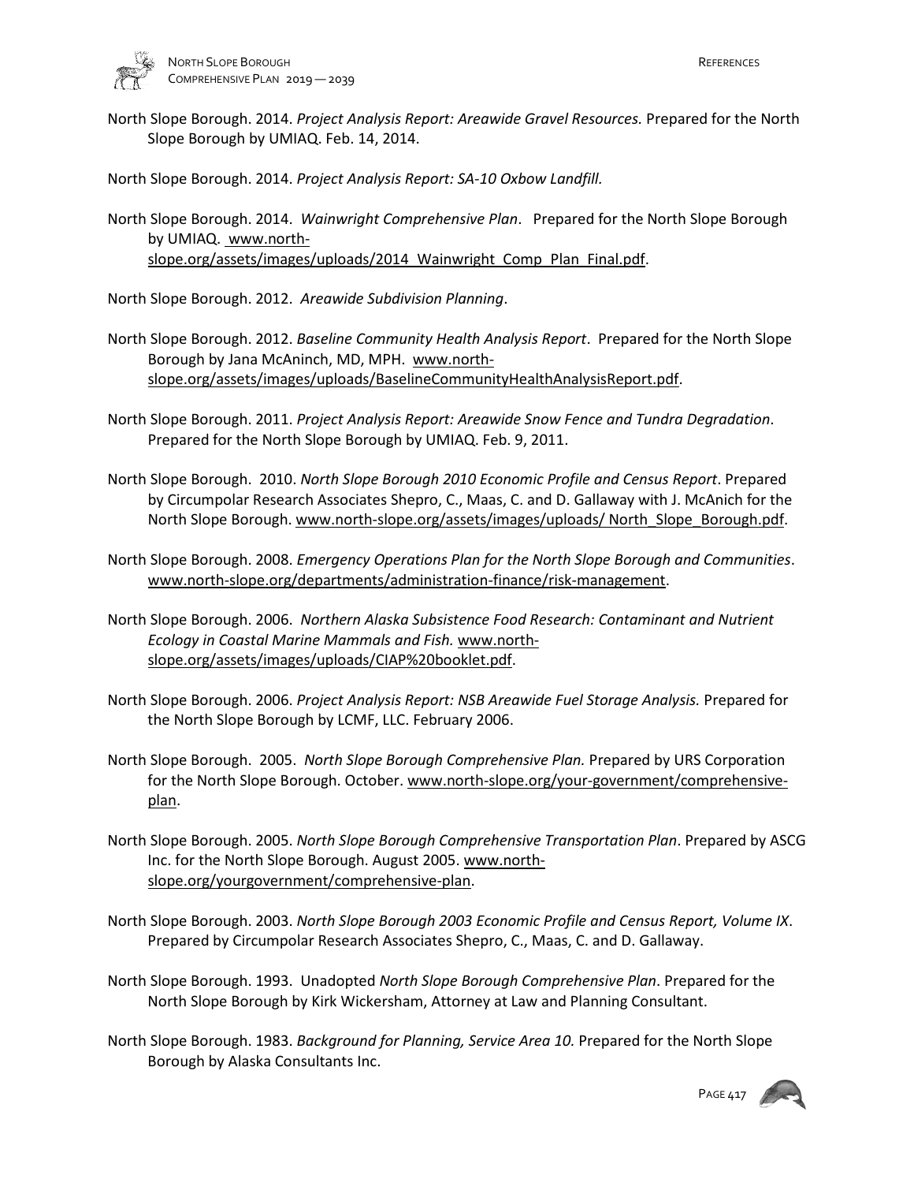North Slope Borough. 2014. *Project Analysis Report: Areawide Gravel Resources.* Prepared for the North Slope Borough by UMIAQ. Feb. 14, 2014.

North Slope Borough. 2014. *Project Analysis Report: SA-10 Oxbow Landfill.*

North Slope Borough. 2014. *Wainwright Comprehensive Plan*. Prepared for the North Slope Borough by UMIAQ. www.north-slope.org/assets/images/uploads/2014_Wainwright_Comp_Plan_Final.pdf.

North Slope Borough. 2012. *Areawide Subdivision Planning*.

North Slope Borough. 2012. *Baseline Community Health Analysis Report*. Prepared for the North Slope Borough by Jana McAninch, MD, MPH. www.north-slope.org/assets/images/uploads/BaselineCommunityHealthAnalysisReport.pdf.

North Slope Borough. 2011. *Project Analysis Report: Areawide Snow Fence and Tundra Degradation*. Prepared for the North Slope Borough by UMIAQ. Feb. 9, 2011.

North Slope Borough. 2010. *North Slope Borough 2010 Economic Profile and Census Report*. Prepared by Circumpolar Research Associates Shepro, C., Maas, C. and D. Gallaway with J. McAnich for the North Slope Borough. www.north-slope.org/assets/images/uploads/ North_Slope_Borough.pdf.

North Slope Borough. 2008. *Emergency Operations Plan for the North Slope Borough and Communities*. www.north-slope.org/departments/administration-finance/risk-management.

North Slope Borough. 2006. *Northern Alaska Subsistence Food Research: Contaminant and Nutrient Ecology in Coastal Marine Mammals and Fish.* www.north-slope.org/assets/images/uploads/CIAP%20booklet.pdf.

North Slope Borough. 2006. *Project Analysis Report: NSB Areawide Fuel Storage Analysis.* Prepared for the North Slope Borough by LCMF, LLC. February 2006.

North Slope Borough. 2005. *North Slope Borough Comprehensive Plan.* Prepared by URS Corporation for the North Slope Borough. October. www.north-slope.org/your-government/comprehensive-plan.

North Slope Borough. 2005. *North Slope Borough Comprehensive Transportation Plan*. Prepared by ASCG Inc. for the North Slope Borough. August 2005. www.north-slope.org/yourgovernment/comprehensive-plan.

North Slope Borough. 2003. *North Slope Borough 2003 Economic Profile and Census Report, Volume IX*. Prepared by Circumpolar Research Associates Shepro, C., Maas, C. and D. Gallaway.

North Slope Borough. 1993. Unadopted *North Slope Borough Comprehensive Plan*. Prepared for the North Slope Borough by Kirk Wickersham, Attorney at Law and Planning Consultant.

North Slope Borough. 1983. *Background for Planning, Service Area 10.* Prepared for the North Slope Borough by Alaska Consultants Inc.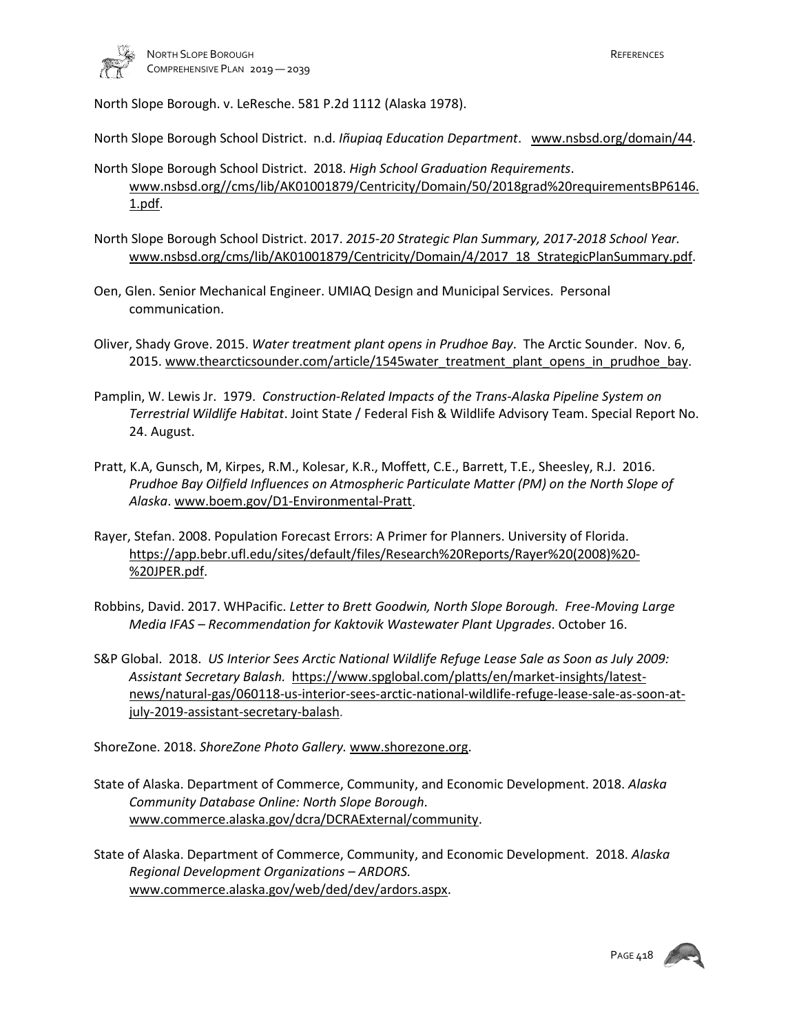North Slope Borough. v. LeResche. 581 P.2d 1112 (Alaska 1978).

North Slope Borough School District. n.d. *Iñupiaq Education Department*. www.nsbsd.org/domain/44.

North Slope Borough School District. 2018. *High School Graduation Requirements*. www.nsbsd.org//cms/lib/AK01001879/Centricity/Domain/50/2018grad%20requirementsBP6146.1.pdf.

North Slope Borough School District. 2017. *2015-20 Strategic Plan Summary, 2017-2018 School Year.* www.nsbsd.org/cms/lib/AK01001879/Centricity/Domain/4/2017_18_StrategicPlanSummary.pdf.

Oen, Glen. Senior Mechanical Engineer. UMIAQ Design and Municipal Services. Personal communication.

Oliver, Shady Grove. 2015. *Water treatment plant opens in Prudhoe Bay*. The Arctic Sounder. Nov. 6, 2015. www.thearcticsounder.com/article/1545water_treatment_plant_opens_in_prudhoe_bay.

Pamplin, W. Lewis Jr. 1979. *Construction-Related Impacts of the Trans-Alaska Pipeline System on Terrestrial Wildlife Habitat*. Joint State / Federal Fish & Wildlife Advisory Team. Special Report No. 24. August.

Pratt, K.A, Gunsch, M, Kirpes, R.M., Kolesar, K.R., Moffett, C.E., Barrett, T.E., Sheesley, R.J. 2016. *Prudhoe Bay Oilfield Influences on Atmospheric Particulate Matter (PM) on the North Slope of Alaska*. www.boem.gov/D1-Environmental-Pratt.

Rayer, Stefan. 2008. Population Forecast Errors: A Primer for Planners. University of Florida. https://app.bebr.ufl.edu/sites/default/files/Research%20Reports/Rayer%20(2008)%20-%20JPER.pdf.

Robbins, David. 2017. WHPacific. *Letter to Brett Goodwin, North Slope Borough. Free-Moving Large Media IFAS – Recommendation for Kaktovik Wastewater Plant Upgrades*. October 16.

S&P Global. 2018. *US Interior Sees Arctic National Wildlife Refuge Lease Sale as Soon as July 2009: Assistant Secretary Balash.* https://www.spglobal.com/platts/en/market-insights/latest-news/natural-gas/060118-us-interior-sees-arctic-national-wildlife-refuge-lease-sale-as-soon-at-july-2019-assistant-secretary-balash.

ShoreZone. 2018. *ShoreZone Photo Gallery.* www.shorezone.org.

State of Alaska. Department of Commerce, Community, and Economic Development. 2018. *Alaska Community Database Online: North Slope Borough*. www.commerce.alaska.gov/dcra/DCRAExternal/community.

State of Alaska. Department of Commerce, Community, and Economic Development. 2018. *Alaska Regional Development Organizations – ARDORS.* www.commerce.alaska.gov/web/ded/dev/ardors.aspx.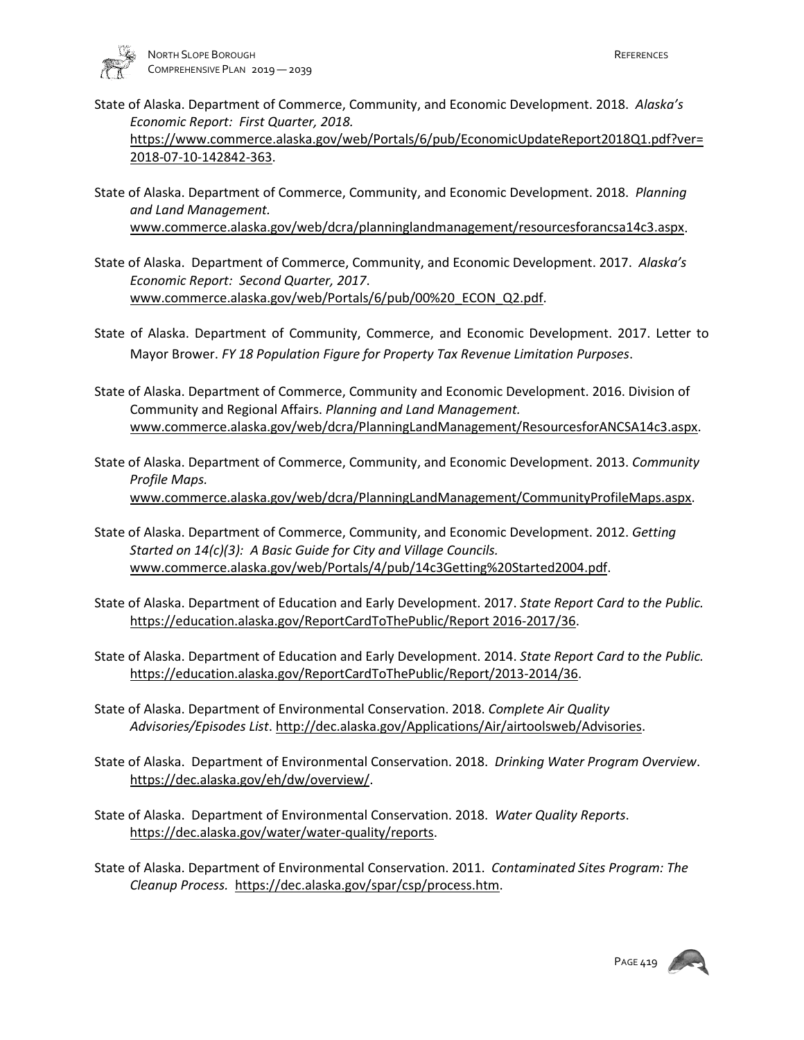State of Alaska. Department of Commerce, Community, and Economic Development. 2018. *Alaska's Economic Report: First Quarter, 2018.* https://www.commerce.alaska.gov/web/Portals/6/pub/EconomicUpdateReport2018Q1.pdf?ver=2018-07-10-142842-363.

State of Alaska. Department of Commerce, Community, and Economic Development. 2018. *Planning and Land Management.* www.commerce.alaska.gov/web/dcra/planninglandmanagement/resourcesforancsa14c3.aspx.

State of Alaska. Department of Commerce, Community, and Economic Development. 2017. *Alaska's Economic Report: Second Quarter, 2017*. www.commerce.alaska.gov/web/Portals/6/pub/00%20_ECON_Q2.pdf.

State of Alaska. Department of Community, Commerce, and Economic Development. 2017. Letter to Mayor Brower. *FY 18 Population Figure for Property Tax Revenue Limitation Purposes*.

State of Alaska. Department of Commerce, Community and Economic Development. 2016. Division of Community and Regional Affairs. *Planning and Land Management.* www.commerce.alaska.gov/web/dcra/PlanningLandManagement/ResourcesforANCSA14c3.aspx.

State of Alaska. Department of Commerce, Community, and Economic Development. 2013. *Community Profile Maps.* www.commerce.alaska.gov/web/dcra/PlanningLandManagement/CommunityProfileMaps.aspx.

State of Alaska. Department of Commerce, Community, and Economic Development. 2012. *Getting Started on 14(c)(3): A Basic Guide for City and Village Councils.* www.commerce.alaska.gov/web/Portals/4/pub/14c3Getting%20Started2004.pdf.

State of Alaska. Department of Education and Early Development. 2017. *State Report Card to the Public.* https://education.alaska.gov/ReportCardToThePublic/Report 2016-2017/36.

State of Alaska. Department of Education and Early Development. 2014. *State Report Card to the Public.* https://education.alaska.gov/ReportCardToThePublic/Report/2013-2014/36.

State of Alaska. Department of Environmental Conservation. 2018. *Complete Air Quality Advisories/Episodes List*. http://dec.alaska.gov/Applications/Air/airtoolsweb/Advisories.

State of Alaska. Department of Environmental Conservation. 2018. *Drinking Water Program Overview*. https://dec.alaska.gov/eh/dw/overview/.

State of Alaska. Department of Environmental Conservation. 2018. *Water Quality Reports*. https://dec.alaska.gov/water/water-quality/reports.

State of Alaska. Department of Environmental Conservation. 2011. *Contaminated Sites Program: The Cleanup Process.* https://dec.alaska.gov/spar/csp/process.htm.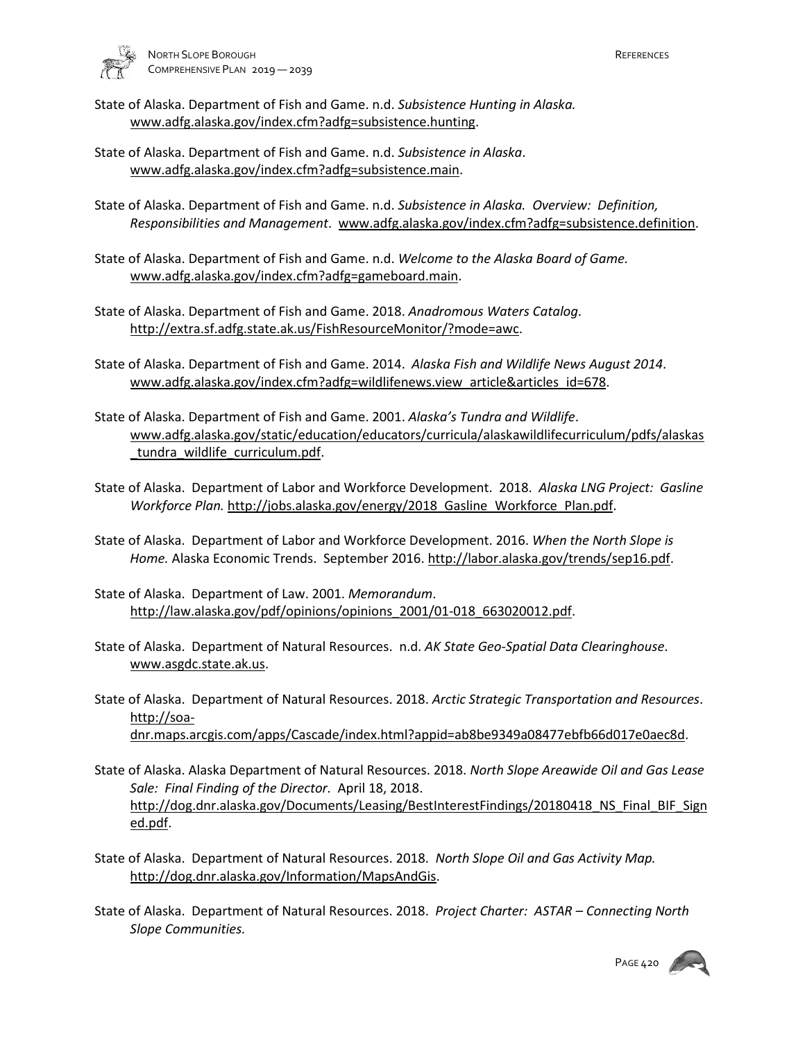State of Alaska. Department of Fish and Game. n.d. *Subsistence Hunting in Alaska.* www.adfg.alaska.gov/index.cfm?adfg=subsistence.hunting.

State of Alaska. Department of Fish and Game. n.d. *Subsistence in Alaska*. www.adfg.alaska.gov/index.cfm?adfg=subsistence.main.

State of Alaska. Department of Fish and Game. n.d. *Subsistence in Alaska. Overview: Definition, Responsibilities and Management*. www.adfg.alaska.gov/index.cfm?adfg=subsistence.definition.

State of Alaska. Department of Fish and Game. n.d. *Welcome to the Alaska Board of Game.* www.adfg.alaska.gov/index.cfm?adfg=gameboard.main.

State of Alaska. Department of Fish and Game. 2018. *Anadromous Waters Catalog*. http://extra.sf.adfg.state.ak.us/FishResourceMonitor/?mode=awc.

State of Alaska. Department of Fish and Game. 2014. *Alaska Fish and Wildlife News August 2014*. www.adfg.alaska.gov/index.cfm?adfg=wildlifenews.view_article&articles_id=678.

State of Alaska. Department of Fish and Game. 2001. *Alaska's Tundra and Wildlife*. www.adfg.alaska.gov/static/education/educators/curricula/alaskawildlifecurriculum/pdfs/alaskas_tundra_wildlife_curriculum.pdf.

State of Alaska. Department of Labor and Workforce Development. 2018. *Alaska LNG Project: Gasline Workforce Plan.* http://jobs.alaska.gov/energy/2018_Gasline_Workforce_Plan.pdf.

State of Alaska. Department of Labor and Workforce Development. 2016. *When the North Slope is Home.* Alaska Economic Trends. September 2016. http://labor.alaska.gov/trends/sep16.pdf.

State of Alaska. Department of Law. 2001. *Memorandum*. http://law.alaska.gov/pdf/opinions/opinions_2001/01-018_663020012.pdf.

State of Alaska. Department of Natural Resources. n.d. *AK State Geo-Spatial Data Clearinghouse*. www.asgdc.state.ak.us.

State of Alaska. Department of Natural Resources. 2018. *Arctic Strategic Transportation and Resources*. http://soa-dnr.maps.arcgis.com/apps/Cascade/index.html?appid=ab8be9349a08477ebfb66d017e0aec8d.

State of Alaska. Alaska Department of Natural Resources. 2018. *North Slope Areawide Oil and Gas Lease Sale: Final Finding of the Director*. April 18, 2018. http://dog.dnr.alaska.gov/Documents/Leasing/BestInterestFindings/20180418_NS_Final_BIF_Signed.pdf.

State of Alaska. Department of Natural Resources. 2018. *North Slope Oil and Gas Activity Map.* http://dog.dnr.alaska.gov/Information/MapsAndGis.

State of Alaska. Department of Natural Resources. 2018. *Project Charter: ASTAR – Connecting North Slope Communities.*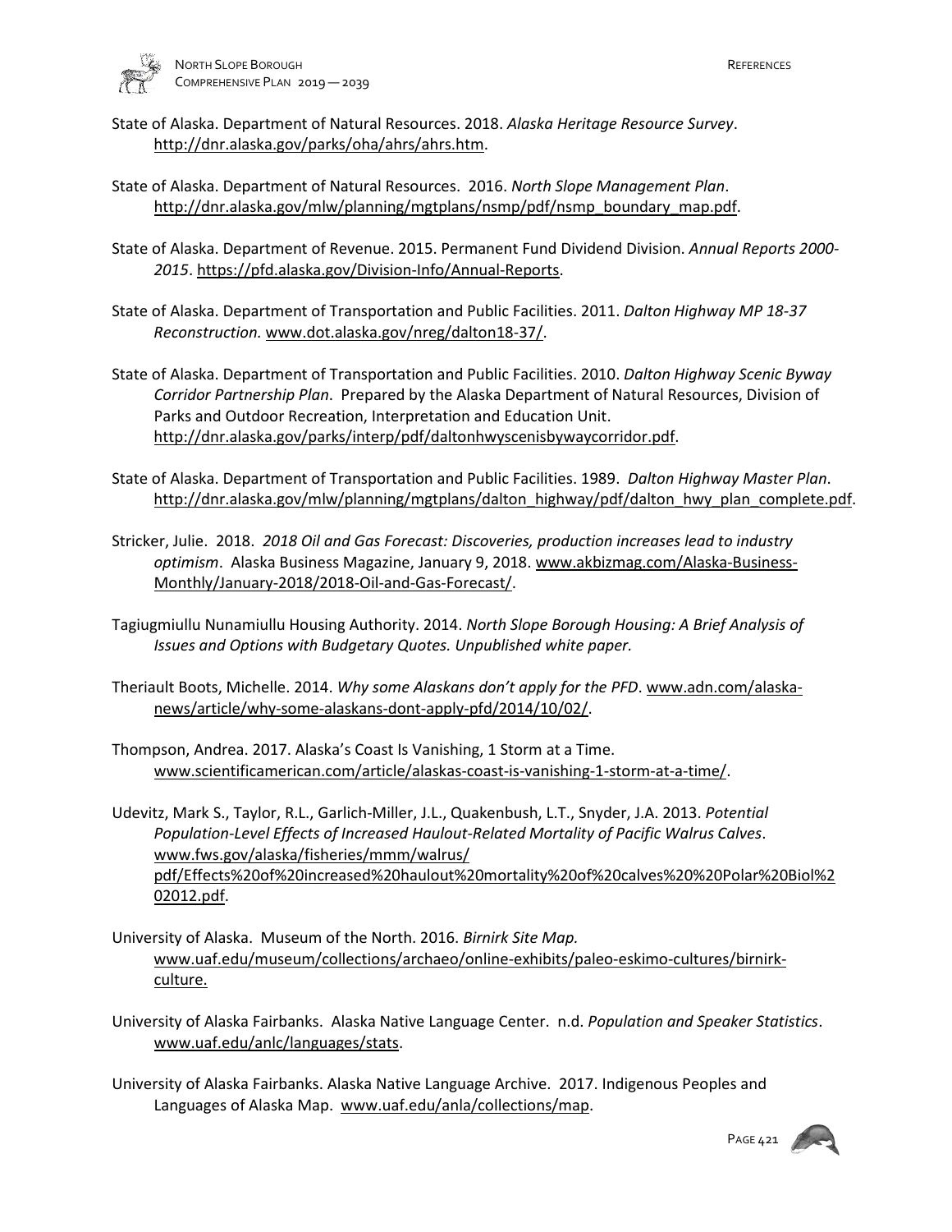State of Alaska. Department of Natural Resources. 2018. *Alaska Heritage Resource Survey*. http://dnr.alaska.gov/parks/oha/ahrs/ahrs.htm.

State of Alaska. Department of Natural Resources. 2016. *North Slope Management Plan*. http://dnr.alaska.gov/mlw/planning/mgtplans/nsmp/pdf/nsmp_boundary_map.pdf.

State of Alaska. Department of Revenue. 2015. Permanent Fund Dividend Division. *Annual Reports 2000-2015*. https://pfd.alaska.gov/Division-Info/Annual-Reports.

State of Alaska. Department of Transportation and Public Facilities. 2011. *Dalton Highway MP 18-37 Reconstruction.* www.dot.alaska.gov/nreg/dalton18-37/.

State of Alaska. Department of Transportation and Public Facilities. 2010. *Dalton Highway Scenic Byway Corridor Partnership Plan*. Prepared by the Alaska Department of Natural Resources, Division of Parks and Outdoor Recreation, Interpretation and Education Unit. http://dnr.alaska.gov/parks/interp/pdf/daltonhwyscenisbywaycorridor.pdf.

State of Alaska. Department of Transportation and Public Facilities. 1989. *Dalton Highway Master Plan*. http://dnr.alaska.gov/mlw/planning/mgtplans/dalton_highway/pdf/dalton_hwy_plan_complete.pdf.

Stricker, Julie. 2018. *2018 Oil and Gas Forecast: Discoveries, production increases lead to industry optimism*. Alaska Business Magazine, January 9, 2018. www.akbizmag.com/Alaska-Business-Monthly/January-2018/2018-Oil-and-Gas-Forecast/.

Tagiugmiullu Nunamiullu Housing Authority. 2014. *North Slope Borough Housing: A Brief Analysis of Issues and Options with Budgetary Quotes. Unpublished white paper.*

Theriault Boots, Michelle. 2014. *Why some Alaskans don't apply for the PFD*. www.adn.com/alaska-news/article/why-some-alaskans-dont-apply-pfd/2014/10/02/.

Thompson, Andrea. 2017. Alaska's Coast Is Vanishing, 1 Storm at a Time. www.scientificamerican.com/article/alaskas-coast-is-vanishing-1-storm-at-a-time/.

Udevitz, Mark S., Taylor, R.L., Garlich-Miller, J.L., Quakenbush, L.T., Snyder, J.A. 2013. *Potential Population-Level Effects of Increased Haulout-Related Mortality of Pacific Walrus Calves*. www.fws.gov/alaska/fisheries/mmm/walrus/pdf/Effects%20of%20increased%20haulout%20mortality%20of%20calves%20%20Polar%20Biol%202012.pdf.

University of Alaska. Museum of the North. 2016. *Birnirk Site Map.* www.uaf.edu/museum/collections/archaeo/online-exhibits/paleo-eskimo-cultures/birnirk-culture.

University of Alaska Fairbanks. Alaska Native Language Center. n.d. *Population and Speaker Statistics*. www.uaf.edu/anlc/languages/stats.

University of Alaska Fairbanks. Alaska Native Language Archive. 2017. Indigenous Peoples and Languages of Alaska Map. www.uaf.edu/anla/collections/map.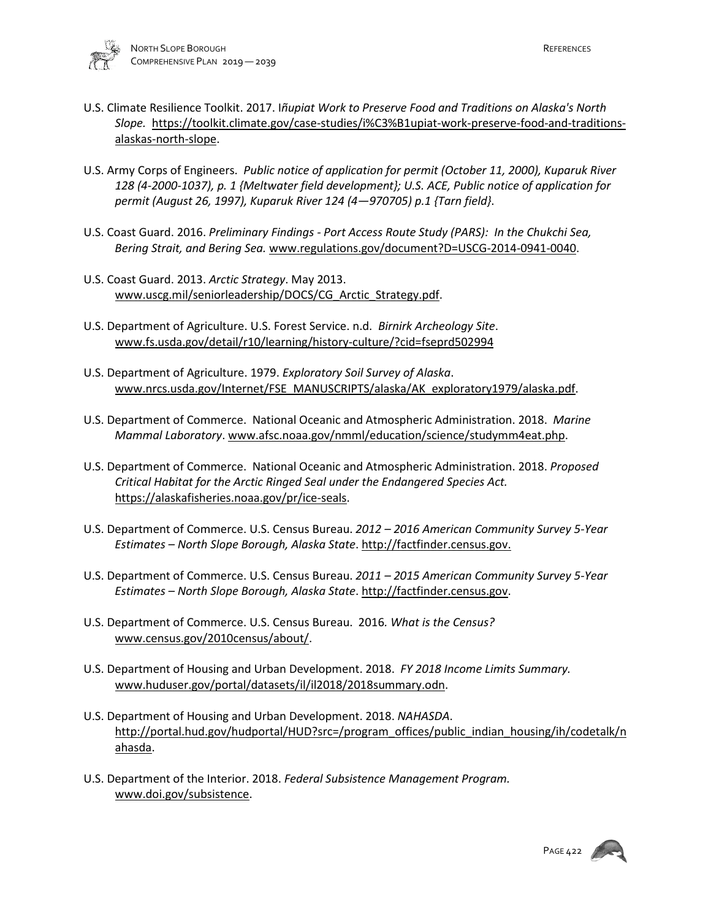U.S. Climate Resilience Toolkit. 2017. *Iñupiat Work to Preserve Food and Traditions on Alaska's North Slope.* https://toolkit.climate.gov/case-studies/i%C3%B1upiat-work-preserve-food-and-traditions-alaskas-north-slope.

U.S. Army Corps of Engineers. *Public notice of application for permit (October 11, 2000), Kuparuk River 128 (4-2000-1037), p. 1 {Meltwater field development}; U.S. ACE, Public notice of application for permit (August 26, 1997), Kuparuk River 124 (4—970705) p.1 {Tarn field}*.

U.S. Coast Guard. 2016. *Preliminary Findings - Port Access Route Study (PARS): In the Chukchi Sea, Bering Strait, and Bering Sea.* www.regulations.gov/document?D=USCG-2014-0941-0040.

U.S. Coast Guard. 2013. *Arctic Strategy*. May 2013. www.uscg.mil/seniorleadership/DOCS/CG_Arctic_Strategy.pdf.

U.S. Department of Agriculture. U.S. Forest Service. n.d. *Birnirk Archeology Site*. www.fs.usda.gov/detail/r10/learning/history-culture/?cid=fseprd502994

U.S. Department of Agriculture. 1979. *Exploratory Soil Survey of Alaska*. www.nrcs.usda.gov/Internet/FSE_MANUSCRIPTS/alaska/AK_exploratory1979/alaska.pdf.

U.S. Department of Commerce. National Oceanic and Atmospheric Administration. 2018. *Marine Mammal Laboratory*. www.afsc.noaa.gov/nmml/education/science/studymm4eat.php.

U.S. Department of Commerce. National Oceanic and Atmospheric Administration. 2018. *Proposed Critical Habitat for the Arctic Ringed Seal under the Endangered Species Act.* https://alaskafisheries.noaa.gov/pr/ice-seals.

U.S. Department of Commerce. U.S. Census Bureau. *2012 – 2016 American Community Survey 5-Year Estimates – North Slope Borough, Alaska State*. http://factfinder.census.gov.

U.S. Department of Commerce. U.S. Census Bureau. *2011 – 2015 American Community Survey 5-Year Estimates – North Slope Borough, Alaska State*. http://factfinder.census.gov.

U.S. Department of Commerce. U.S. Census Bureau. 2016*. What is the Census?* www.census.gov/2010census/about/.

U.S. Department of Housing and Urban Development. 2018. *FY 2018 Income Limits Summary.* www.huduser.gov/portal/datasets/il/il2018/2018summary.odn.

U.S. Department of Housing and Urban Development. 2018. *NAHASDA*. http://portal.hud.gov/hudportal/HUD?src=/program_offices/public_indian_housing/ih/codetalk/nahasda.

U.S. Department of the Interior. 2018. *Federal Subsistence Management Program.* www.doi.gov/subsistence.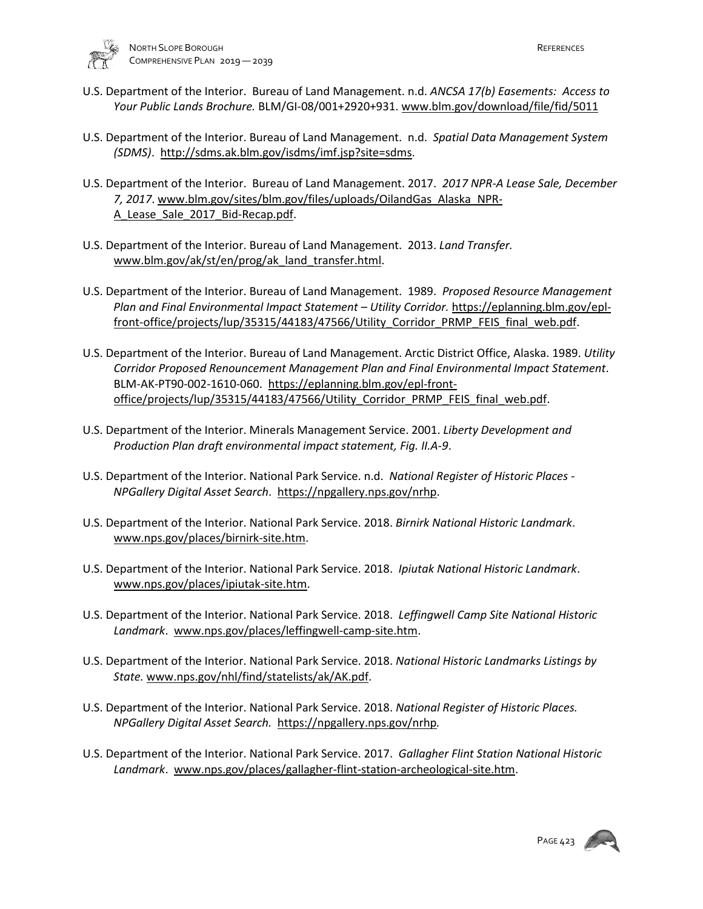U.S. Department of the Interior. Bureau of Land Management. n.d. *ANCSA 17(b) Easements: Access to Your Public Lands Brochure.* BLM/GI-08/001+2920+931. www.blm.gov/download/file/fid/5011

U.S. Department of the Interior. Bureau of Land Management. n.d. *Spatial Data Management System (SDMS)*. http://sdms.ak.blm.gov/isdms/imf.jsp?site=sdms.

U.S. Department of the Interior. Bureau of Land Management. 2017. *2017 NPR-A Lease Sale, December 7, 2017*. www.blm.gov/sites/blm.gov/files/uploads/OilandGas_Alaska_NPR-A_Lease_Sale_2017_Bid-Recap.pdf.

U.S. Department of the Interior. Bureau of Land Management. 2013. *Land Transfer.* www.blm.gov/ak/st/en/prog/ak_land_transfer.html.

U.S. Department of the Interior. Bureau of Land Management. 1989. *Proposed Resource Management Plan and Final Environmental Impact Statement – Utility Corridor.* https://eplanning.blm.gov/epl-front-office/projects/lup/35315/44183/47566/Utility_Corridor_PRMP_FEIS_final_web.pdf.

U.S. Department of the Interior. Bureau of Land Management. Arctic District Office, Alaska. 1989. *Utility Corridor Proposed Renouncement Management Plan and Final Environmental Impact Statement*. BLM-AK-PT90-002-1610-060. https://eplanning.blm.gov/epl-front-office/projects/lup/35315/44183/47566/Utility_Corridor_PRMP_FEIS_final_web.pdf.

U.S. Department of the Interior. Minerals Management Service. 2001. *Liberty Development and Production Plan draft environmental impact statement, Fig. II.A-9*.

U.S. Department of the Interior. National Park Service. n.d. *National Register of Historic Places - NPGallery Digital Asset Search*. https://npgallery.nps.gov/nrhp.

U.S. Department of the Interior. National Park Service. 2018. *Birnirk National Historic Landmark*. www.nps.gov/places/birnirk-site.htm.

U.S. Department of the Interior. National Park Service. 2018. *Ipiutak National Historic Landmark*. www.nps.gov/places/ipiutak-site.htm.

U.S. Department of the Interior. National Park Service. 2018. *Leffingwell Camp Site National Historic Landmark*. www.nps.gov/places/leffingwell-camp-site.htm.

U.S. Department of the Interior. National Park Service. 2018. *National Historic Landmarks Listings by State.* www.nps.gov/nhl/find/statelists/ak/AK.pdf.

U.S. Department of the Interior. National Park Service. 2018. *National Register of Historic Places. NPGallery Digital Asset Search.* https://npgallery.nps.gov/nrhp*.*

U.S. Department of the Interior. National Park Service. 2017. *Gallagher Flint Station National Historic Landmark*. www.nps.gov/places/gallagher-flint-station-archeological-site.htm.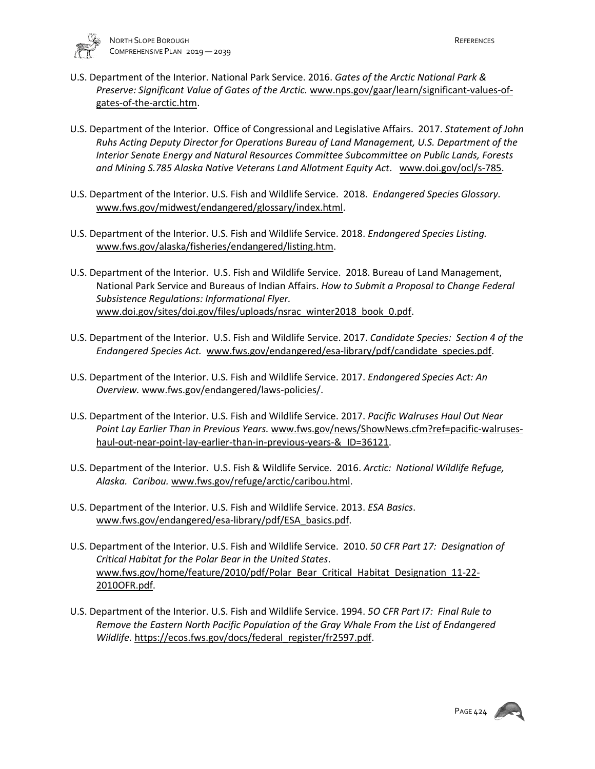U.S. Department of the Interior. National Park Service. 2016. *Gates of the Arctic National Park & Preserve: Significant Value of Gates of the Arctic.* www.nps.gov/gaar/learn/significant-values-of-gates-of-the-arctic.htm.

U.S. Department of the Interior. Office of Congressional and Legislative Affairs. 2017. *Statement of John Ruhs Acting Deputy Director for Operations Bureau of Land Management, U.S. Department of the Interior Senate Energy and Natural Resources Committee Subcommittee on Public Lands, Forests and Mining S.785 Alaska Native Veterans Land Allotment Equity Act*. www.doi.gov/ocl/s-785.

U.S. Department of the Interior. U.S. Fish and Wildlife Service. 2018. *Endangered Species Glossary.* www.fws.gov/midwest/endangered/glossary/index.html.

U.S. Department of the Interior. U.S. Fish and Wildlife Service. 2018. *Endangered Species Listing.* www.fws.gov/alaska/fisheries/endangered/listing.htm.

U.S. Department of the Interior. U.S. Fish and Wildlife Service. 2018. Bureau of Land Management, National Park Service and Bureaus of Indian Affairs. *How to Submit a Proposal to Change Federal Subsistence Regulations: Informational Flyer.* www.doi.gov/sites/doi.gov/files/uploads/nsrac_winter2018_book_0.pdf.

U.S. Department of the Interior. U.S. Fish and Wildlife Service. 2017. *Candidate Species: Section 4 of the Endangered Species Act.* www.fws.gov/endangered/esa-library/pdf/candidate_species.pdf.

U.S. Department of the Interior. U.S. Fish and Wildlife Service. 2017. *Endangered Species Act: An Overview.* www.fws.gov/endangered/laws-policies/.

U.S. Department of the Interior. U.S. Fish and Wildlife Service. 2017. *Pacific Walruses Haul Out Near Point Lay Earlier Than in Previous Years.* www.fws.gov/news/ShowNews.cfm?ref=pacific-walruses-haul-out-near-point-lay-earlier-than-in-previous-years-& ID=36121.

U.S. Department of the Interior. U.S. Fish & Wildlife Service. 2016. *Arctic: National Wildlife Refuge, Alaska. Caribou.* www.fws.gov/refuge/arctic/caribou.html.

U.S. Department of the Interior. U.S. Fish and Wildlife Service. 2013. *ESA Basics*. www.fws.gov/endangered/esa-library/pdf/ESA_basics.pdf.

U.S. Department of the Interior. U.S. Fish and Wildlife Service. 2010. *50 CFR Part 17: Designation of Critical Habitat for the Polar Bear in the United States*. www.fws.gov/home/feature/2010/pdf/Polar_Bear_Critical_Habitat_Designation_11-22-2010OFR.pdf.

U.S. Department of the Interior. U.S. Fish and Wildlife Service. 1994. *5O CFR Part I7: Final Rule to Remove the Eastern North Pacific Population of the Gray Whale From the List of Endangered Wildlife.* https://ecos.fws.gov/docs/federal_register/fr2597.pdf.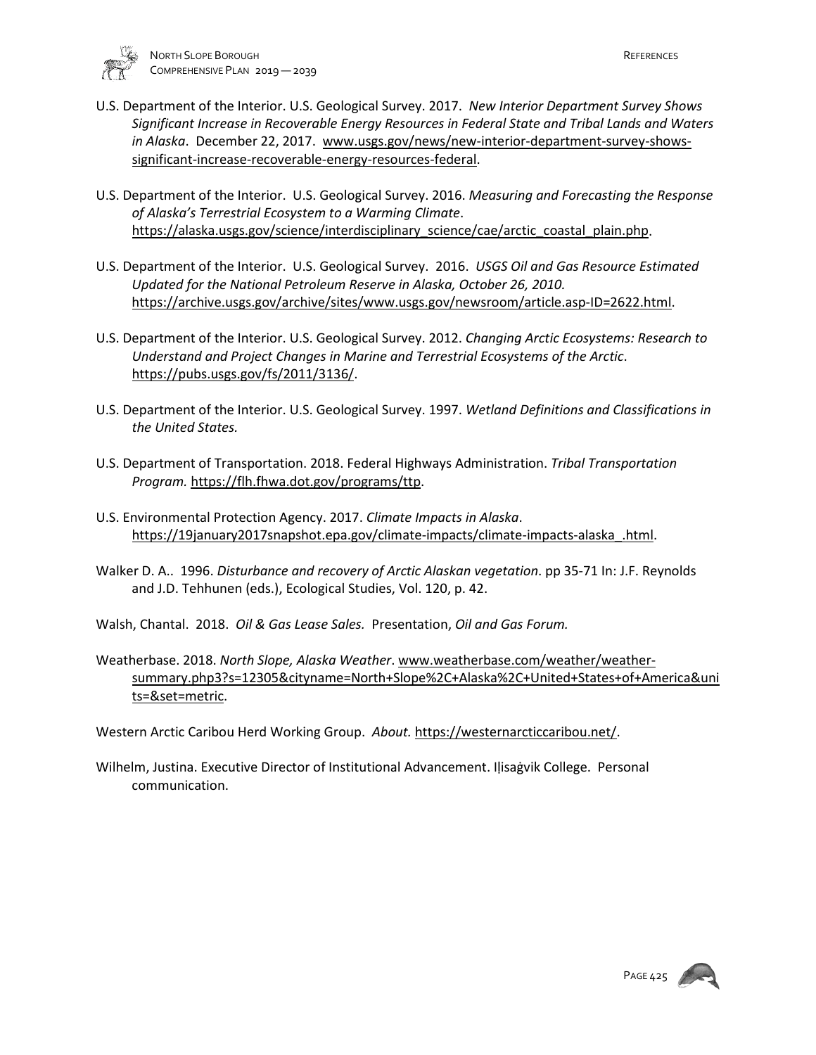U.S. Department of the Interior. U.S. Geological Survey. 2017. *New Interior Department Survey Shows Significant Increase in Recoverable Energy Resources in Federal State and Tribal Lands and Waters in Alaska*. December 22, 2017. www.usgs.gov/news/new-interior-department-survey-shows-significant-increase-recoverable-energy-resources-federal.

U.S. Department of the Interior. U.S. Geological Survey. 2016. *Measuring and Forecasting the Response of Alaska's Terrestrial Ecosystem to a Warming Climate*. https://alaska.usgs.gov/science/interdisciplinary_science/cae/arctic_coastal_plain.php.

U.S. Department of the Interior. U.S. Geological Survey. 2016. *USGS Oil and Gas Resource Estimated Updated for the National Petroleum Reserve in Alaska, October 26, 2010.* https://archive.usgs.gov/archive/sites/www.usgs.gov/newsroom/article.asp-ID=2622.html.

U.S. Department of the Interior. U.S. Geological Survey. 2012. *Changing Arctic Ecosystems: Research to Understand and Project Changes in Marine and Terrestrial Ecosystems of the Arctic*. https://pubs.usgs.gov/fs/2011/3136/.

U.S. Department of the Interior. U.S. Geological Survey. 1997. *Wetland Definitions and Classifications in the United States.*

U.S. Department of Transportation. 2018. Federal Highways Administration. *Tribal Transportation Program.* https://flh.fhwa.dot.gov/programs/ttp.

U.S. Environmental Protection Agency. 2017. *Climate Impacts in Alaska*. https://19january2017snapshot.epa.gov/climate-impacts/climate-impacts-alaska_.html.

Walker D. A.. 1996. *Disturbance and recovery of Arctic Alaskan vegetation*. pp 35-71 In: J.F. Reynolds and J.D. Tehhunen (eds.), Ecological Studies, Vol. 120, p. 42.

Walsh, Chantal. 2018. *Oil & Gas Lease Sales.* Presentation, *Oil and Gas Forum.*

Weatherbase. 2018. *North Slope, Alaska Weather*. www.weatherbase.com/weather/weather-summary.php3?s=12305&cityname=North+Slope%2C+Alaska%2C+United+States+of+America&units=&set=metric.

Western Arctic Caribou Herd Working Group. *About.* https://westernarcticcaribou.net/.

Wilhelm, Justina. Executive Director of Institutional Advancement. Iḷisaġvik College. Personal communication.